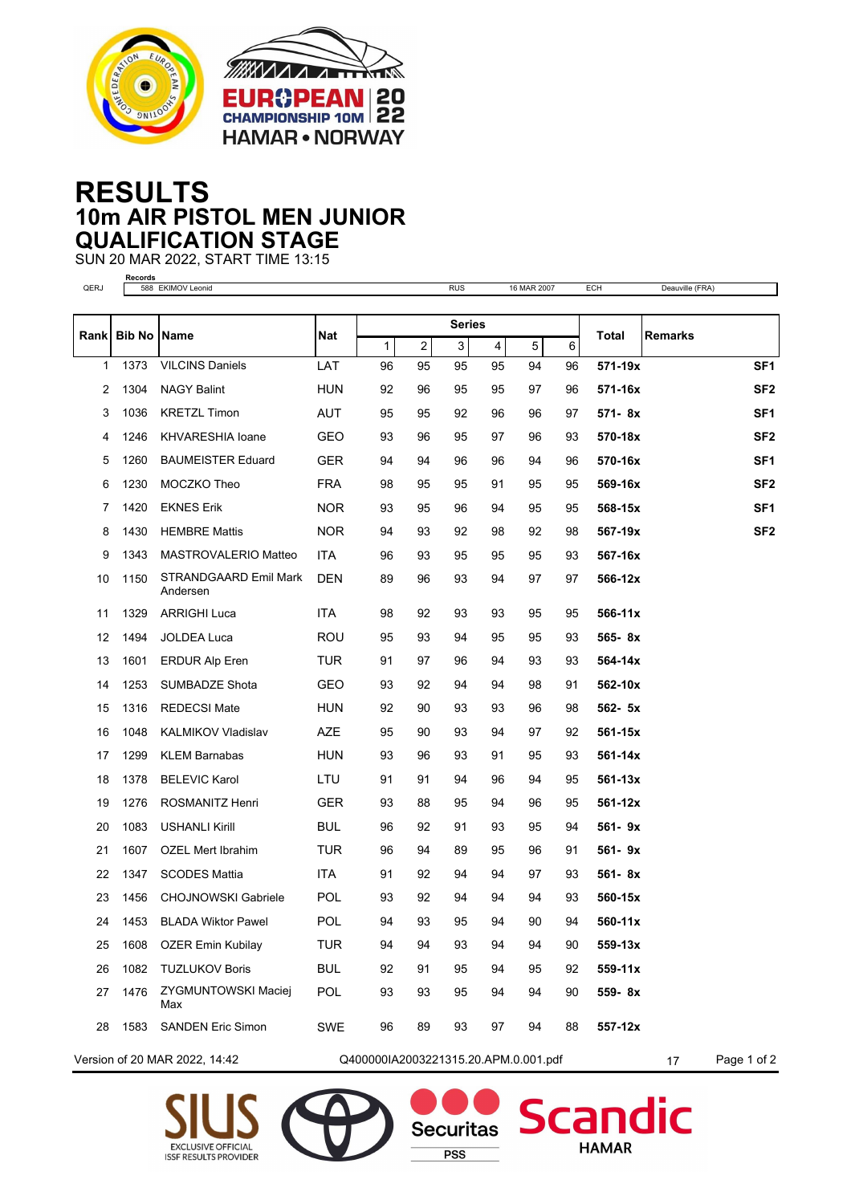# RESULTS
## 10m AIR PISTOL MEN JUNIOR
## QUALIFICATION STAGE

SUN 20 MAR 2022, START TIME 13:15

**Records**

| | | | | | |
|---|---|---|---|---|---|
| QERJ | 588 EKIMOV Leonid | RUS | 16 MAR 2007 | ECH | Deauville (FRA) |

| Rank | Bib No | Name | Nat | Series 1 | 2 | 3 | 4 | 5 | 6 | Total | Remarks |
|---|---|---|---|---|---|---|---|---|---|---|---|
| 1 | 1373 | VILCINS Daniels | LAT | 96 | 95 | 95 | 95 | 94 | 96 | **571-19x** | SF1 |
| 2 | 1304 | NAGY Balint | HUN | 92 | 96 | 95 | 95 | 97 | 96 | **571-16x** | SF2 |
| 3 | 1036 | KRETZL Timon | AUT | 95 | 95 | 92 | 96 | 96 | 97 | **571- 8x** | SF1 |
| 4 | 1246 | KHVARESHIA Ioane | GEO | 93 | 96 | 95 | 97 | 96 | 93 | **570-18x** | SF2 |
| 5 | 1260 | BAUMEISTER Eduard | GER | 94 | 94 | 96 | 96 | 94 | 96 | **570-16x** | SF1 |
| 6 | 1230 | MOCZKO Theo | FRA | 98 | 95 | 95 | 91 | 95 | 95 | **569-16x** | SF2 |
| 7 | 1420 | EKNES Erik | NOR | 93 | 95 | 96 | 94 | 95 | 95 | **568-15x** | SF1 |
| 8 | 1430 | HEMBRE Mattis | NOR | 94 | 93 | 92 | 98 | 92 | 98 | **567-19x** | SF2 |
| 9 | 1343 | MASTROVALERIO Matteo | ITA | 96 | 93 | 95 | 95 | 95 | 93 | **567-16x** | |
| 10 | 1150 | STRANDGAARD Emil Mark Andersen | DEN | 89 | 96 | 93 | 94 | 97 | 97 | **566-12x** | |
| 11 | 1329 | ARRIGHI Luca | ITA | 98 | 92 | 93 | 93 | 95 | 95 | **566-11x** | |
| 12 | 1494 | JOLDEA Luca | ROU | 95 | 93 | 94 | 95 | 95 | 93 | **565- 8x** | |
| 13 | 1601 | ERDUR Alp Eren | TUR | 91 | 97 | 96 | 94 | 93 | 93 | **564-14x** | |
| 14 | 1253 | SUMBADZE Shota | GEO | 93 | 92 | 94 | 94 | 98 | 91 | **562-10x** | |
| 15 | 1316 | REDECSI Mate | HUN | 92 | 90 | 93 | 93 | 96 | 98 | **562- 5x** | |
| 16 | 1048 | KALMIKOV Vladislav | AZE | 95 | 90 | 93 | 94 | 97 | 92 | **561-15x** | |
| 17 | 1299 | KLEM Barnabas | HUN | 93 | 96 | 93 | 91 | 95 | 93 | **561-14x** | |
| 18 | 1378 | BELEVIC Karol | LTU | 91 | 91 | 94 | 96 | 94 | 95 | **561-13x** | |
| 19 | 1276 | ROSMANITZ Henri | GER | 93 | 88 | 95 | 94 | 96 | 95 | **561-12x** | |
| 20 | 1083 | USHANLI Kirill | BUL | 96 | 92 | 91 | 93 | 95 | 94 | **561- 9x** | |
| 21 | 1607 | OZEL Mert Ibrahim | TUR | 96 | 94 | 89 | 95 | 96 | 91 | **561- 9x** | |
| 22 | 1347 | SCODES Mattia | ITA | 91 | 92 | 94 | 94 | 97 | 93 | **561- 8x** | |
| 23 | 1456 | CHOJNOWSKI Gabriele | POL | 93 | 92 | 94 | 94 | 94 | 93 | **560-15x** | |
| 24 | 1453 | BLADA Wiktor Pawel | POL | 94 | 93 | 95 | 94 | 90 | 94 | **560-11x** | |
| 25 | 1608 | OZER Emin Kubilay | TUR | 94 | 94 | 93 | 94 | 94 | 90 | **559-13x** | |
| 26 | 1082 | TUZLUKOV Boris | BUL | 92 | 91 | 95 | 94 | 95 | 92 | **559-11x** | |
| 27 | 1476 | ZYGMUNTOWSKI Maciej Max | POL | 93 | 93 | 95 | 94 | 94 | 90 | **559- 8x** | |
| 28 | 1583 | SANDEN Eric Simon | SWE | 96 | 89 | 93 | 97 | 94 | 88 | **557-12x** | |

Version of 20 MAR 2022, 14:42 Q400000IA2003221315.20.APM.0.001.pdf 17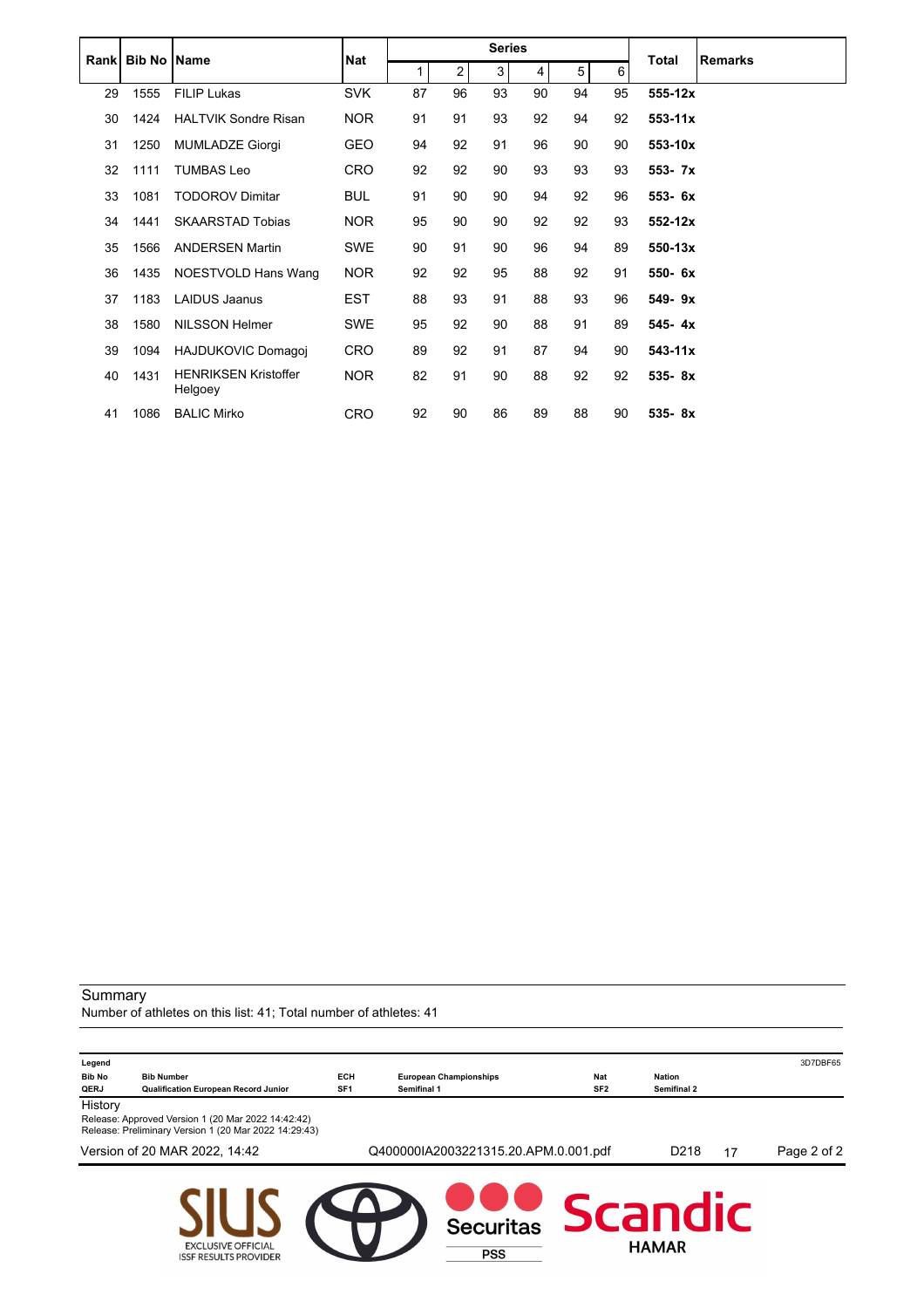| Rank | Bib No | Name | Nat | Series | | | | | | Total | Remarks |
|---|---|---|---|---|---|---|---|---|---|---|---|
| | | | | 1 | 2 | 3 | 4 | 5 | 6 | | |
| 29 | 1555 | FILIP Lukas | SVK | 87 | 96 | 93 | 90 | 94 | 95 | **555-12x** | |
| 30 | 1424 | HALTVIK Sondre Risan | NOR | 91 | 91 | 93 | 92 | 94 | 92 | **553-11x** | |
| 31 | 1250 | MUMLADZE Giorgi | GEO | 94 | 92 | 91 | 96 | 90 | 90 | **553-10x** | |
| 32 | 1111 | TUMBAS Leo | CRO | 92 | 92 | 90 | 93 | 93 | 93 | **553- 7x** | |
| 33 | 1081 | TODOROV Dimitar | BUL | 91 | 90 | 90 | 94 | 92 | 96 | **553- 6x** | |
| 34 | 1441 | SKAARSTAD Tobias | NOR | 95 | 90 | 90 | 92 | 92 | 93 | **552-12x** | |
| 35 | 1566 | ANDERSEN Martin | SWE | 90 | 91 | 90 | 96 | 94 | 89 | **550-13x** | |
| 36 | 1435 | NOESTVOLD Hans Wang | NOR | 92 | 92 | 95 | 88 | 92 | 91 | **550- 6x** | |
| 37 | 1183 | LAIDUS Jaanus | EST | 88 | 93 | 91 | 88 | 93 | 96 | **549- 9x** | |
| 38 | 1580 | NILSSON Helmer | SWE | 95 | 92 | 90 | 88 | 91 | 89 | **545- 4x** | |
| 39 | 1094 | HAJDUKOVIC Domagoj | CRO | 89 | 92 | 91 | 87 | 94 | 90 | **543-11x** | |
| 40 | 1431 | HENRIKSEN Kristoffer Helgoey | NOR | 82 | 91 | 90 | 88 | 92 | 92 | **535- 8x** | |
| 41 | 1086 | BALIC Mirko | CRO | 92 | 90 | 86 | 89 | 88 | 90 | **535- 8x** | |

Summary

Number of athletes on this list: 41; Total number of athletes: 41

**Legend**

| | | | | | |
|---|---|---|---|---|---|
| Bib No | Bib Number | ECH | European Championships | Nat | Nation |
| QERJ | Qualification European Record Junior | SF1 | Semifinal 1 | SF2 | Semifinal 2 |

3D7DBF65

History

Release: Approved Version 1 (20 Mar 2022 14:42:42)
Release: Preliminary Version 1 (20 Mar 2022 14:29:43)

Version of 20 MAR 2022, 14:42 | Q400000IA2003221315.20.APM.0.001.pdf | D218 | 17

SIUS EXCLUSIVE OFFICIAL ISSF RESULTS PROVIDER | Securitas PSS | Scandic HAMAR